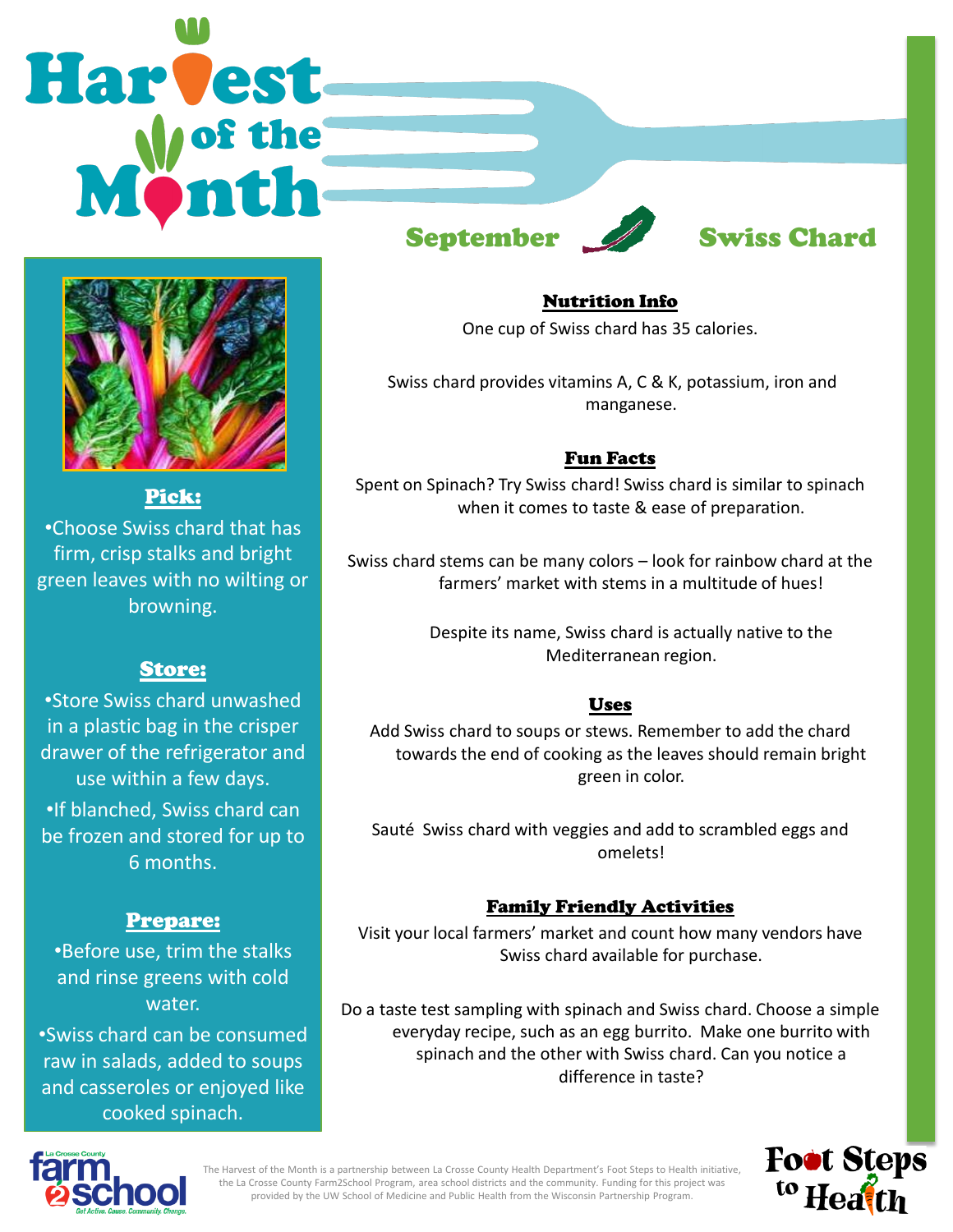# Harvest of the Month

## September — Swiss Chard

### Nutrition Info

One cup of Swiss chard has 35 calories.

Swiss chard provides vitamins A, C & K, potassium, iron and manganese.

### Fun Facts

Spent on Spinach? Try Swiss chard! Swiss chard is similar to spinach when it comes to taste & ease of preparation.

Swiss chard stems can be many colors – look for rainbow chard at the farmers' market with stems in a multitude of hues!

Despite its name, Swiss chard is actually native to the Mediterranean region.

### Uses

Add Swiss chard to soups or stews. Remember to add the chard towards the end of cooking as the leaves should remain bright green in color.

Sauté Swiss chard with veggies and add to scrambled eggs and omelets!

### Family Friendly Activities

Visit your local farmers' market and count how many vendors have Swiss chard available for purchase.

Do a taste test sampling with spinach and Swiss chard. Choose a simple everyday recipe, such as an egg burrito. Make one burrito with spinach and the other with Swiss chard. Can you notice a difference in taste?

### Pick:

- Choose Swiss chard that has firm, crisp stalks and bright green leaves with no wilting or browning.

### Store:

- Store Swiss chard unwashed in a plastic bag in the crisper drawer of the refrigerator and use within a few days.
- If blanched, Swiss chard can be frozen and stored for up to 6 months.

### Prepare:

- Before use, trim the stalks and rinse greens with cold water.
- Swiss chard can be consumed raw in salads, added to soups and casseroles or enjoyed like cooked spinach.

La Crosse County farm2school — Get Active. Cause. Community. Change.

The Harvest of the Month is a partnership between La Crosse County Health Department's Foot Steps to Health initiative, the La Crosse County Farm2School Program, area school districts and the community. Funding for this project was provided by the UW School of Medicine and Public Health from the Wisconsin Partnership Program.

Foot Steps to Health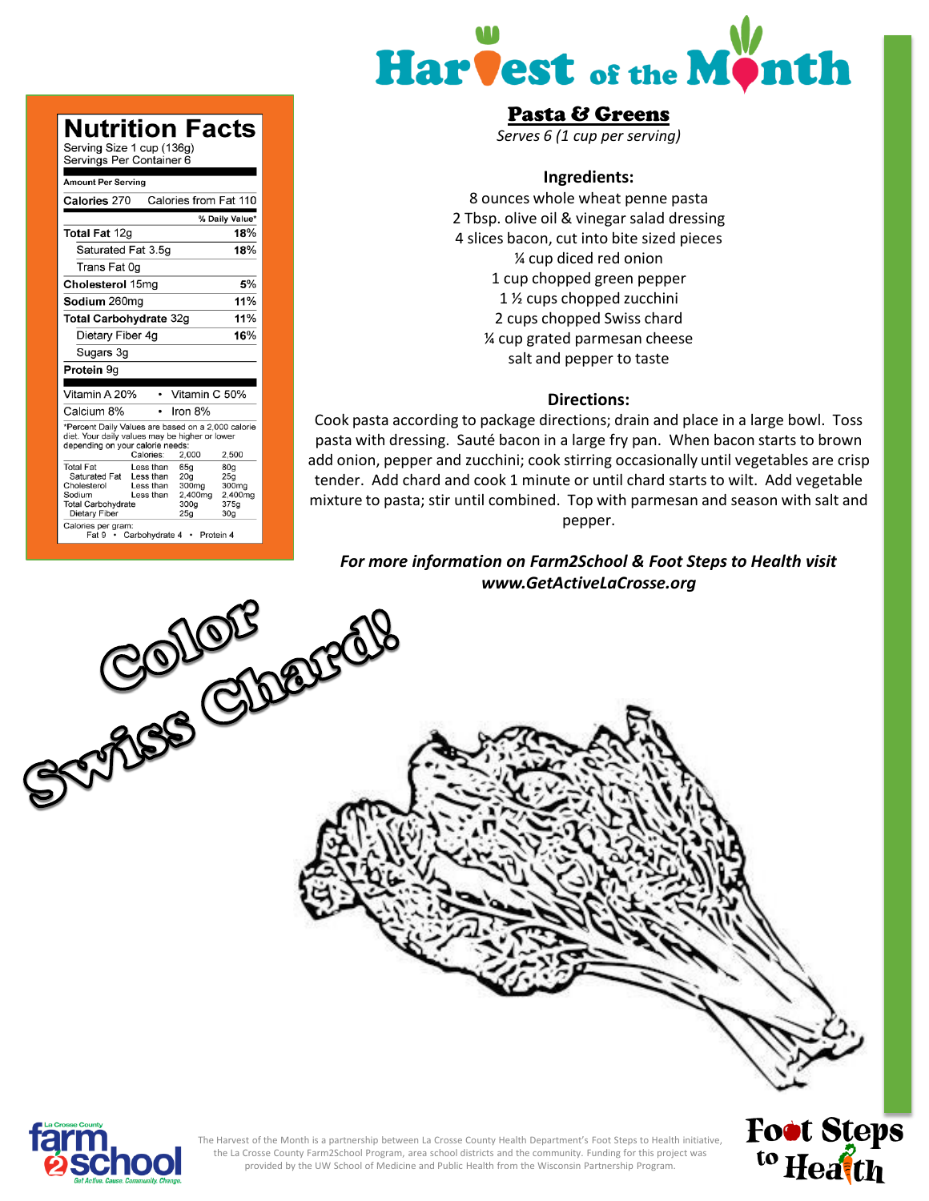# Harvest of the Month

## Pasta & Greens

*Serves 6 (1 cup per serving)*

### Ingredients:

8 ounces whole wheat penne pasta
2 Tbsp. olive oil & vinegar salad dressing
4 slices bacon, cut into bite sized pieces
¼ cup diced red onion
1 cup chopped green pepper
1 ½ cups chopped zucchini
2 cups chopped Swiss chard
¼ cup grated parmesan cheese
salt and pepper to taste

### Directions:

Cook pasta according to package directions; drain and place in a large bowl. Toss pasta with dressing. Sauté bacon in a large fry pan. When bacon starts to brown add onion, pepper and zucchini; cook stirring occasionally until vegetables are crisp tender. Add chard and cook 1 minute or until chard starts to wilt. Add vegetable mixture to pasta; stir until combined. Top with parmesan and season with salt and pepper.

***For more information on Farm2School & Foot Steps to Health visit www.GetActiveLaCrosse.org***

## Nutrition Facts

Serving Size 1 cup (136g)
Servings Per Container 6

**Amount Per Serving**

| | |
|---|---|
| Calories 270 | Calories from Fat 110 |
| | % Daily Value* |
| **Total Fat** 12g | 18% |
| Saturated Fat 3.5g | 18% |
| Trans Fat 0g | |
| **Cholesterol** 15mg | 5% |
| **Sodium** 260mg | 11% |
| **Total Carbohydrate** 32g | 11% |
| Dietary Fiber 4g | 16% |
| Sugars 3g | |
| **Protein** 9g | |
| Vitamin A 20% | Vitamin C 50% |
| Calcium 8% | Iron 8% |

*Percent Daily Values are based on a 2,000 calorie diet. Your daily values may be higher or lower depending on your calorie needs:

| | Calories: | 2,000 | 2,500 |
|---|---|---|---|
| Total Fat | Less than | 65g | 80g |
| Saturated Fat | Less than | 20g | 25g |
| Cholesterol | Less than | 300mg | 300mg |
| Sodium | Less than | 2,400mg | 2,400mg |
| Total Carbohydrate | | 300g | 375g |
| Dietary Fiber | | 25g | 30g |

Calories per gram:
Fat 9 • Carbohydrate 4 • Protein 4

**Color Swiss Chard!**

The Harvest of the Month is a partnership between La Crosse County Health Department's Foot Steps to Health initiative, the La Crosse County Farm2School Program, area school districts and the community. Funding for this project was provided by the UW School of Medicine and Public Health from the Wisconsin Partnership Program.

La Crosse County farm2school — Get Active. Cause. Community. Change.

Foot Steps to Health